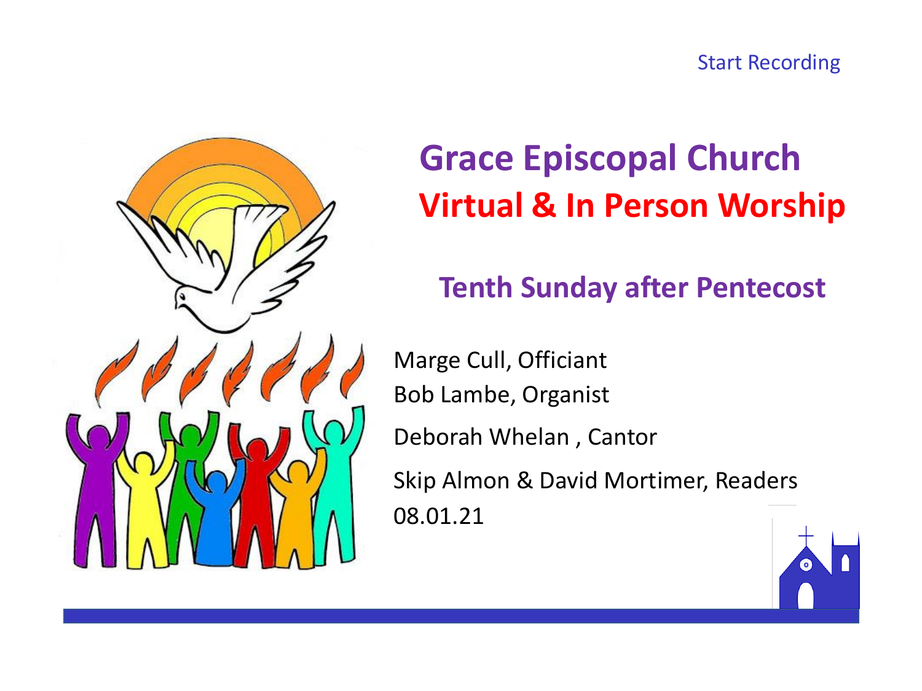Start Recording

# Grace Episcopal Church

## Virtual & In Person Worship

### Tenth Sunday after Pentecost

Marge Cull, Officiant

Bob Lambe, Organist

Deborah Whelan , Cantor

Skip Almon & David Mortimer, Readers

08.01.21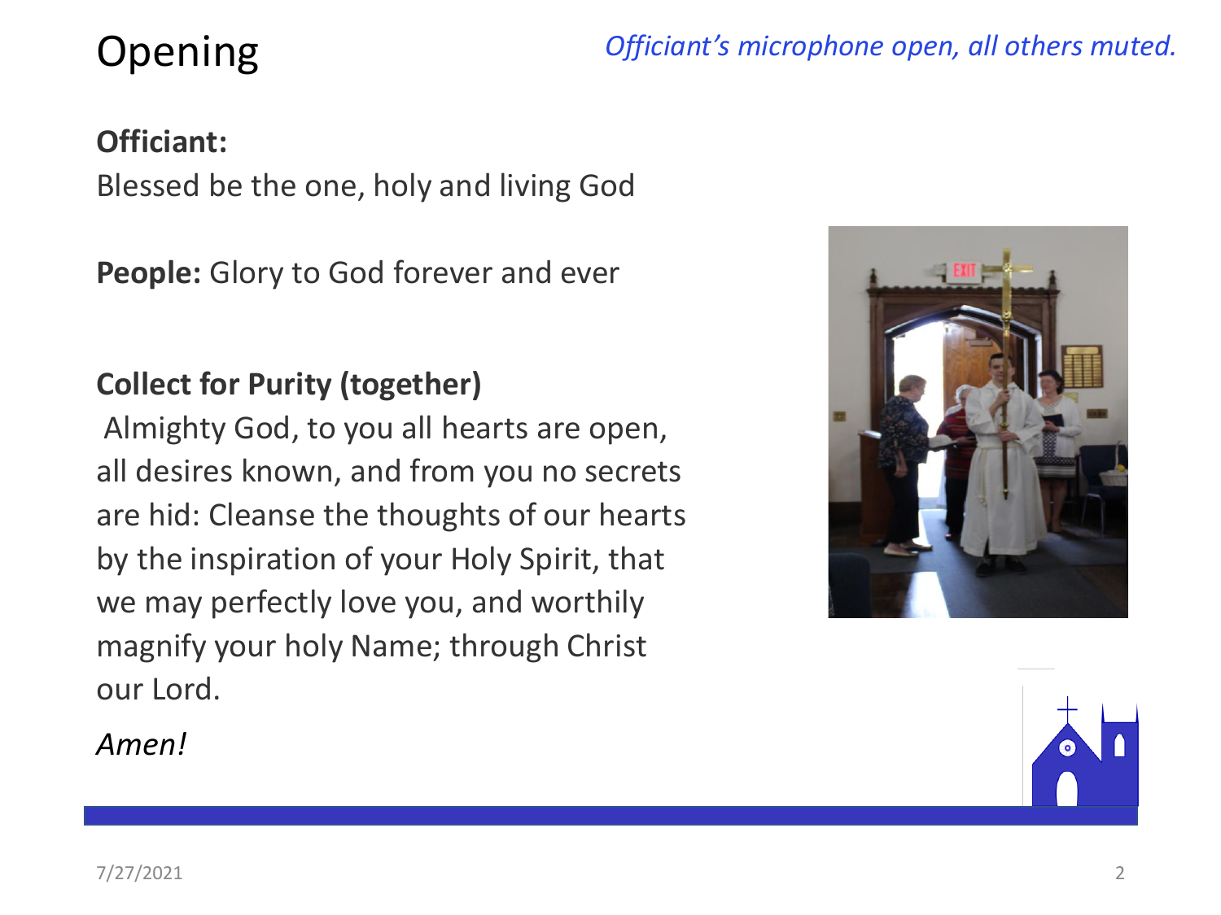# Opening

*Officiant's microphone open, all others muted.*

**Officiant:**
Blessed be the one, holy and living God

**People:** Glory to God forever and ever

**Collect for Purity (together)**
Almighty God, to you all hearts are open, all desires known, and from you no secrets are hid: Cleanse the thoughts of our hearts by the inspiration of your Holy Spirit, that we may perfectly love you, and worthily magnify your holy Name; through Christ our Lord.

*Amen!*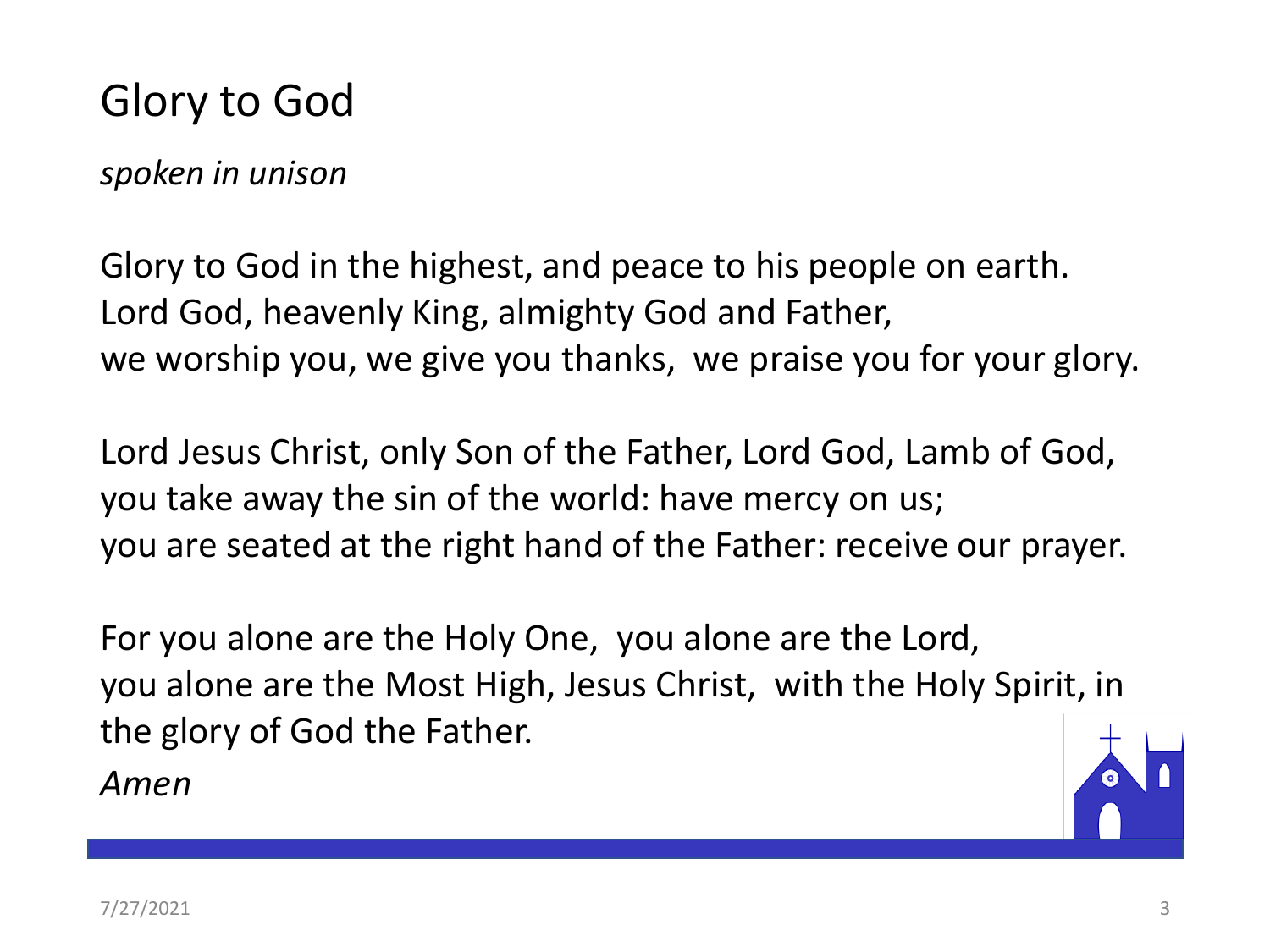# Glory to God

*spoken in unison*

Glory to God in the highest, and peace to his people on earth.
Lord God, heavenly King, almighty God and Father,
we worship you, we give you thanks, we praise you for your glory.

Lord Jesus Christ, only Son of the Father, Lord God, Lamb of God,
you take away the sin of the world: have mercy on us;
you are seated at the right hand of the Father: receive our prayer.

For you alone are the Holy One, you alone are the Lord,
you alone are the Most High, Jesus Christ, with the Holy Spirit, in the glory of God the Father.
*Amen*

7/27/2021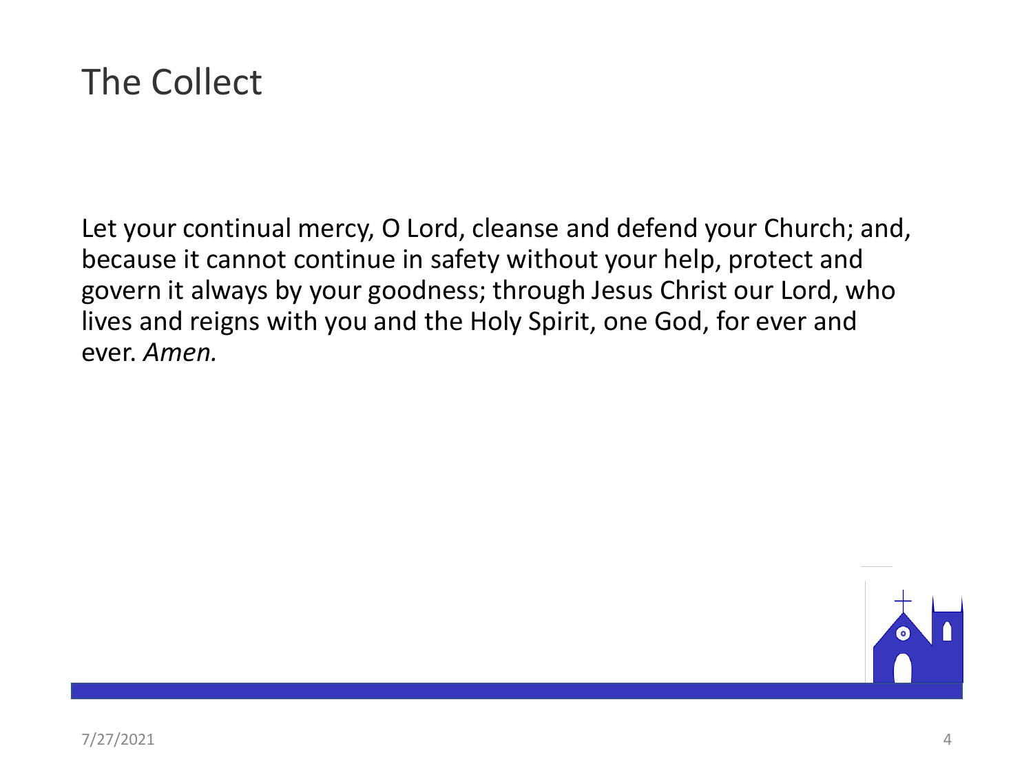# The Collect

Let your continual mercy, O Lord, cleanse and defend your Church; and, because it cannot continue in safety without your help, protect and govern it always by your goodness; through Jesus Christ our Lord, who lives and reigns with you and the Holy Spirit, one God, for ever and ever. *Amen.*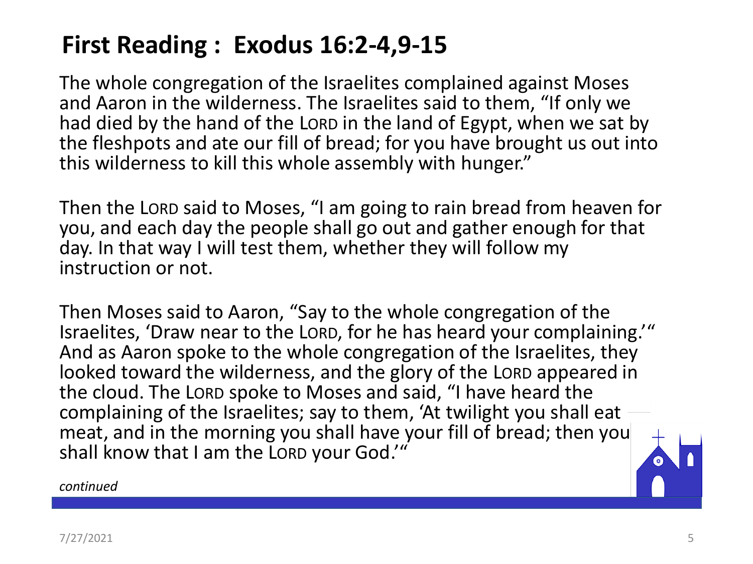## First Reading : Exodus 16:2-4,9-15

The whole congregation of the Israelites complained against Moses and Aaron in the wilderness. The Israelites said to them, “If only we had died by the hand of the LORD in the land of Egypt, when we sat by the fleshpots and ate our fill of bread; for you have brought us out into this wilderness to kill this whole assembly with hunger.”

Then the LORD said to Moses, “I am going to rain bread from heaven for you, and each day the people shall go out and gather enough for that day. In that way I will test them, whether they will follow my instruction or not.

Then Moses said to Aaron, “Say to the whole congregation of the Israelites, ‘Draw near to the LORD, for he has heard your complaining.’“ And as Aaron spoke to the whole congregation of the Israelites, they looked toward the wilderness, and the glory of the LORD appeared in the cloud. The LORD spoke to Moses and said, “I have heard the complaining of the Israelites; say to them, ‘At twilight you shall eat meat, and in the morning you shall have your fill of bread; then you shall know that I am the LORD your God.’“

*continued*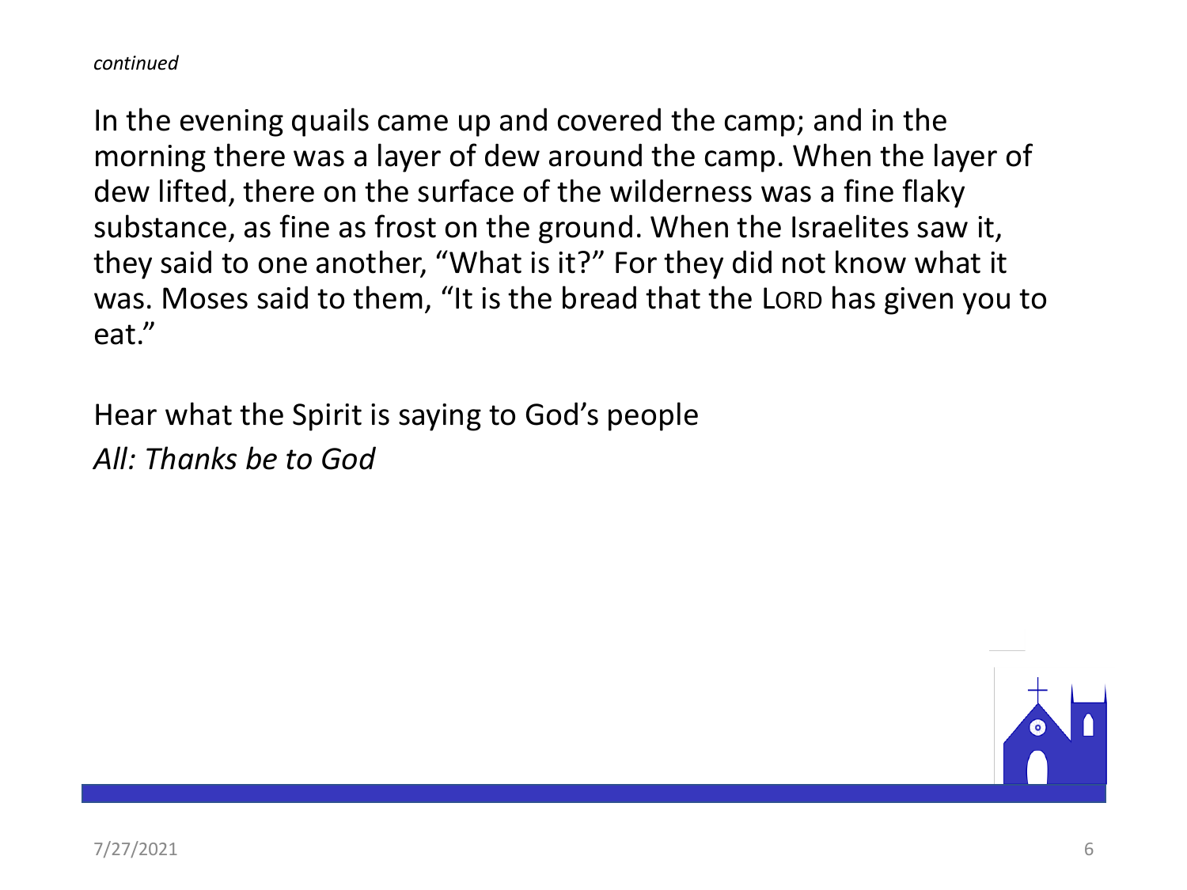*continued*

In the evening quails came up and covered the camp; and in the morning there was a layer of dew around the camp. When the layer of dew lifted, there on the surface of the wilderness was a fine flaky substance, as fine as frost on the ground. When the Israelites saw it, they said to one another, “What is it?” For they did not know what it was. Moses said to them, “It is the bread that the LORD has given you to eat.”

Hear what the Spirit is saying to God’s people

*All: Thanks be to God*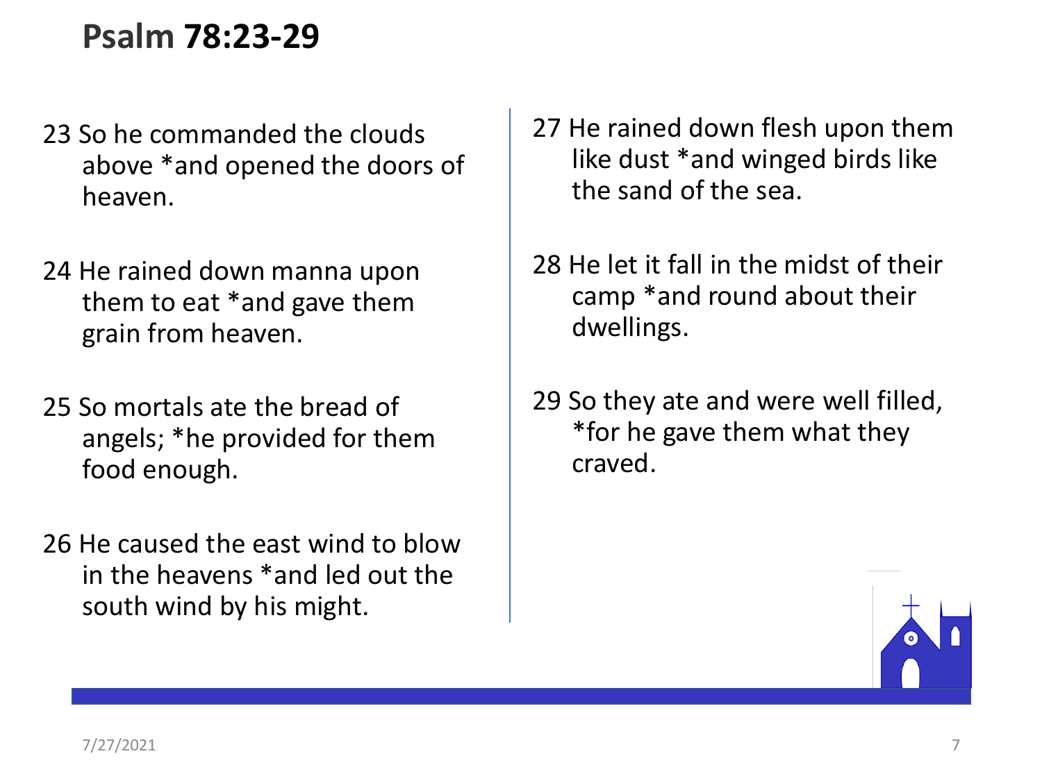# Psalm 78:23-29

23 So he commanded the clouds above *and opened the doors of heaven.

24 He rained down manna upon them to eat *and gave them grain from heaven.

25 So mortals ate the bread of angels; *he provided for them food enough.

26 He caused the east wind to blow in the heavens *and led out the south wind by his might.

27 He rained down flesh upon them like dust *and winged birds like the sand of the sea.

28 He let it fall in the midst of their camp *and round about their dwellings.

29 So they ate and were well filled, *for he gave them what they craved.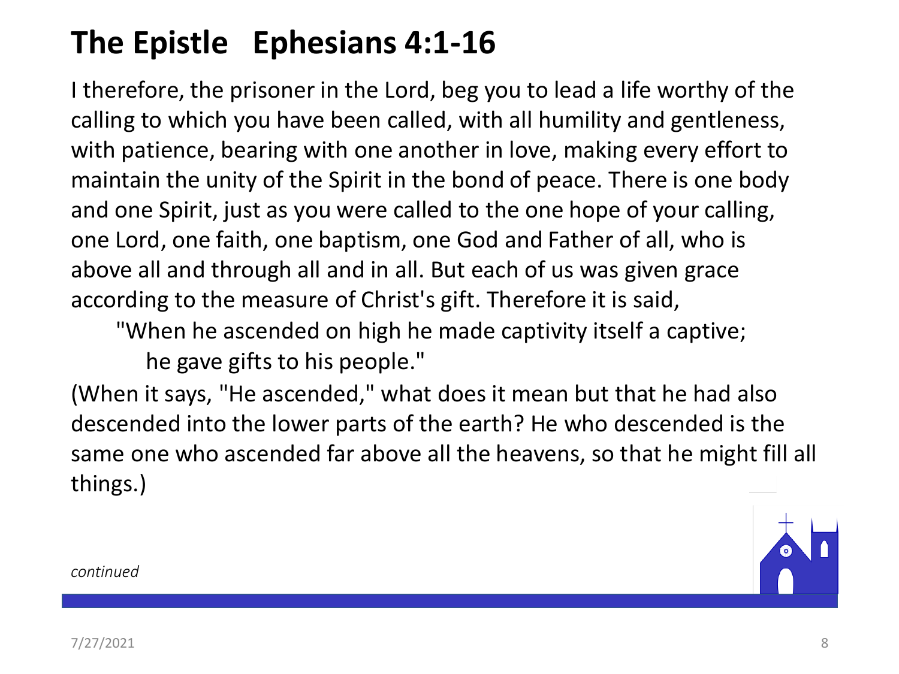# The Epistle   Ephesians 4:1-16

I therefore, the prisoner in the Lord, beg you to lead a life worthy of the calling to which you have been called, with all humility and gentleness, with patience, bearing with one another in love, making every effort to maintain the unity of the Spirit in the bond of peace. There is one body and one Spirit, just as you were called to the one hope of your calling, one Lord, one faith, one baptism, one God and Father of all, who is above all and through all and in all. But each of us was given grace according to the measure of Christ's gift. Therefore it is said,

> "When he ascended on high he made captivity itself a captive;
> he gave gifts to his people."

(When it says, "He ascended," what does it mean but that he had also descended into the lower parts of the earth? He who descended is the same one who ascended far above all the heavens, so that he might fill all things.)

*continued*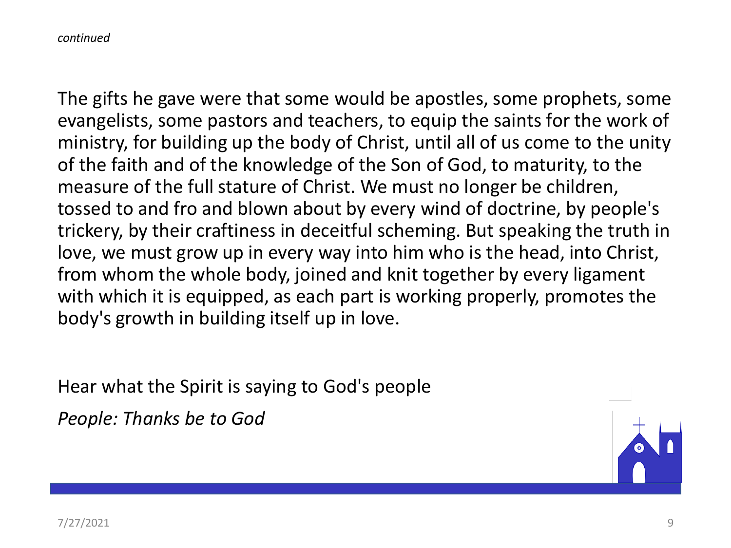*continued*

The gifts he gave were that some would be apostles, some prophets, some evangelists, some pastors and teachers, to equip the saints for the work of ministry, for building up the body of Christ, until all of us come to the unity of the faith and of the knowledge of the Son of God, to maturity, to the measure of the full stature of Christ. We must no longer be children, tossed to and fro and blown about by every wind of doctrine, by people's trickery, by their craftiness in deceitful scheming. But speaking the truth in love, we must grow up in every way into him who is the head, into Christ, from whom the whole body, joined and knit together by every ligament with which it is equipped, as each part is working properly, promotes the body's growth in building itself up in love.

Hear what the Spirit is saying to God's people

*People: Thanks be to God*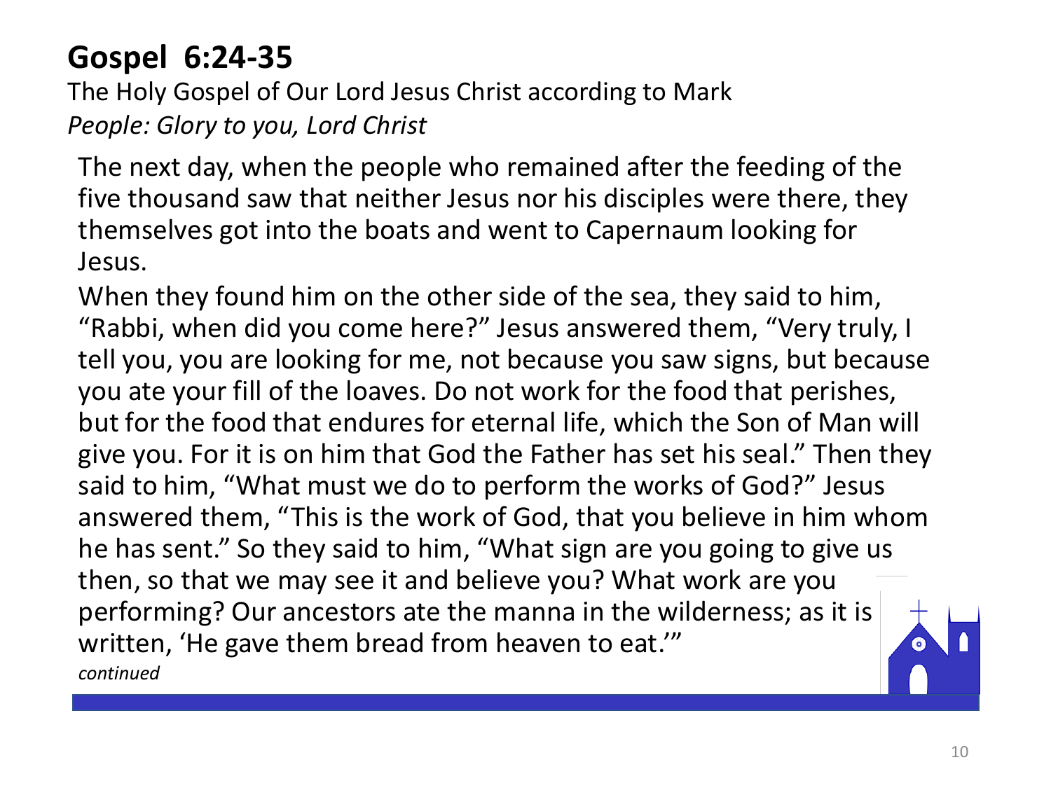## Gospel 6:24-35

The Holy Gospel of Our Lord Jesus Christ according to Mark

*People: Glory to you, Lord Christ*

The next day, when the people who remained after the feeding of the five thousand saw that neither Jesus nor his disciples were there, they themselves got into the boats and went to Capernaum looking for Jesus.

When they found him on the other side of the sea, they said to him, "Rabbi, when did you come here?" Jesus answered them, "Very truly, I tell you, you are looking for me, not because you saw signs, but because you ate your fill of the loaves. Do not work for the food that perishes, but for the food that endures for eternal life, which the Son of Man will give you. For it is on him that God the Father has set his seal." Then they said to him, "What must we do to perform the works of God?" Jesus answered them, "This is the work of God, that you believe in him whom he has sent." So they said to him, "What sign are you going to give us then, so that we may see it and believe you? What work are you performing? Our ancestors ate the manna in the wilderness; as it is written, 'He gave them bread from heaven to eat.'"

*continued*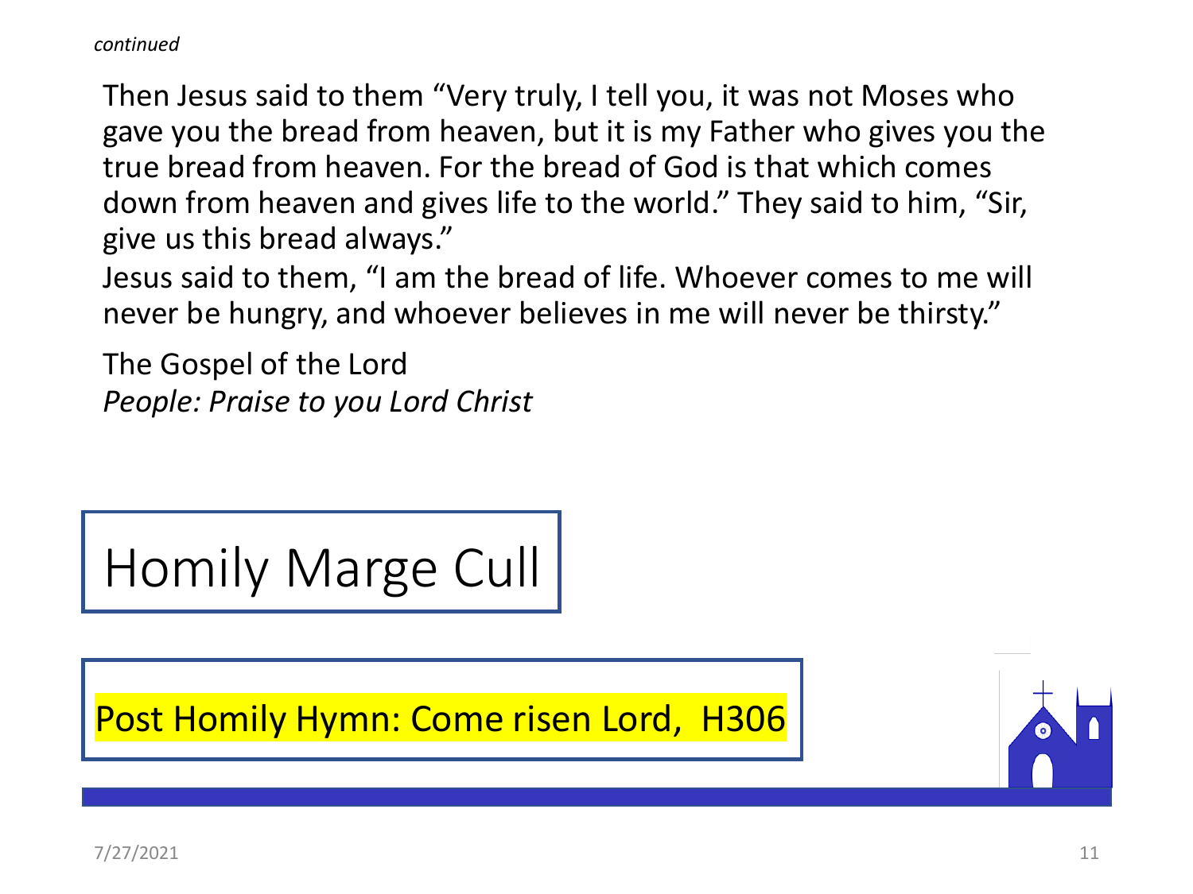*continued*

Then Jesus said to them "Very truly, I tell you, it was not Moses who gave you the bread from heaven, but it is my Father who gives you the true bread from heaven. For the bread of God is that which comes down from heaven and gives life to the world." They said to him, "Sir, give us this bread always."
Jesus said to them, "I am the bread of life. Whoever comes to me will never be hungry, and whoever believes in me will never be thirsty."

The Gospel of the Lord
*People: Praise to you Lord Christ*

## Homily Marge Cull

Post Homily Hymn: Come risen Lord, H306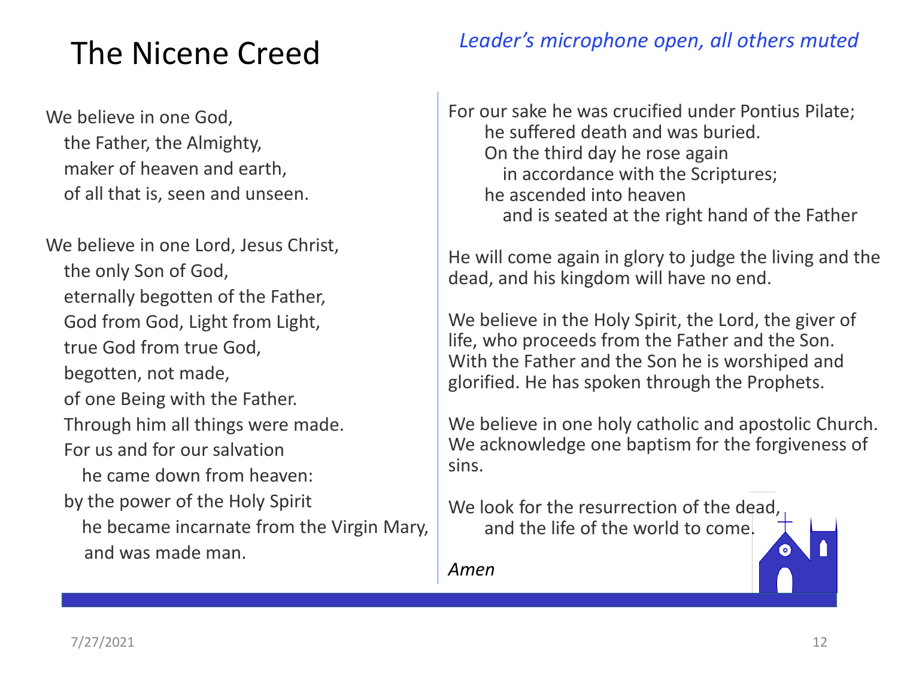# The Nicene Creed

*Leader's microphone open, all others muted*

We believe in one God,
the Father, the Almighty,
maker of heaven and earth,
of all that is, seen and unseen.

We believe in one Lord, Jesus Christ,
the only Son of God,
eternally begotten of the Father,
God from God, Light from Light,
true God from true God,
begotten, not made,
of one Being with the Father.
Through him all things were made.
For us and for our salvation
he came down from heaven:
by the power of the Holy Spirit
he became incarnate from the Virgin Mary,
and was made man.

For our sake he was crucified under Pontius Pilate;
he suffered death and was buried.
On the third day he rose again
in accordance with the Scriptures;
he ascended into heaven
and is seated at the right hand of the Father

He will come again in glory to judge the living and the dead, and his kingdom will have no end.

We believe in the Holy Spirit, the Lord, the giver of life, who proceeds from the Father and the Son. With the Father and the Son he is worshiped and glorified. He has spoken through the Prophets.

We believe in one holy catholic and apostolic Church. We acknowledge one baptism for the forgiveness of sins.

We look for the resurrection of the dead,
and the life of the world to come.

*Amen*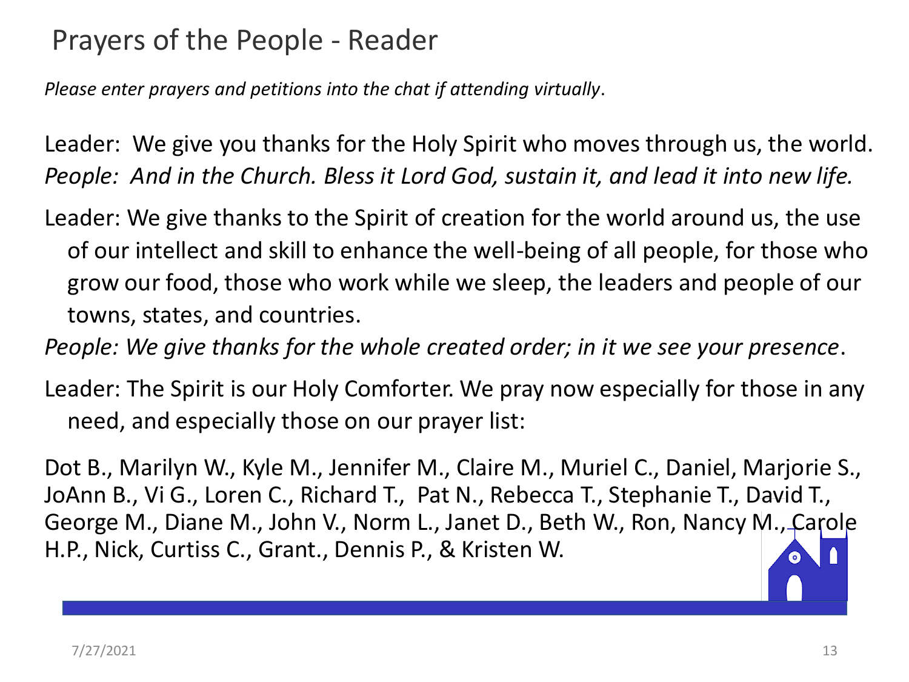# Prayers of the People - Reader

*Please enter prayers and petitions into the chat if attending virtually*.

Leader: We give you thanks for the Holy Spirit who moves through us, the world.
*People: And in the Church. Bless it Lord God, sustain it, and lead it into new life.*

Leader: We give thanks to the Spirit of creation for the world around us, the use of our intellect and skill to enhance the well-being of all people, for those who grow our food, those who work while we sleep, the leaders and people of our towns, states, and countries.

*People: We give thanks for the whole created order; in it we see your presence*.

Leader: The Spirit is our Holy Comforter. We pray now especially for those in any need, and especially those on our prayer list:

Dot B., Marilyn W., Kyle M., Jennifer M., Claire M., Muriel C., Daniel, Marjorie S., JoAnn B., Vi G., Loren C., Richard T., Pat N., Rebecca T., Stephanie T., David T., George M., Diane M., John V., Norm L., Janet D., Beth W., Ron, Nancy M., Carole H.P., Nick, Curtiss C., Grant., Dennis P., & Kristen W.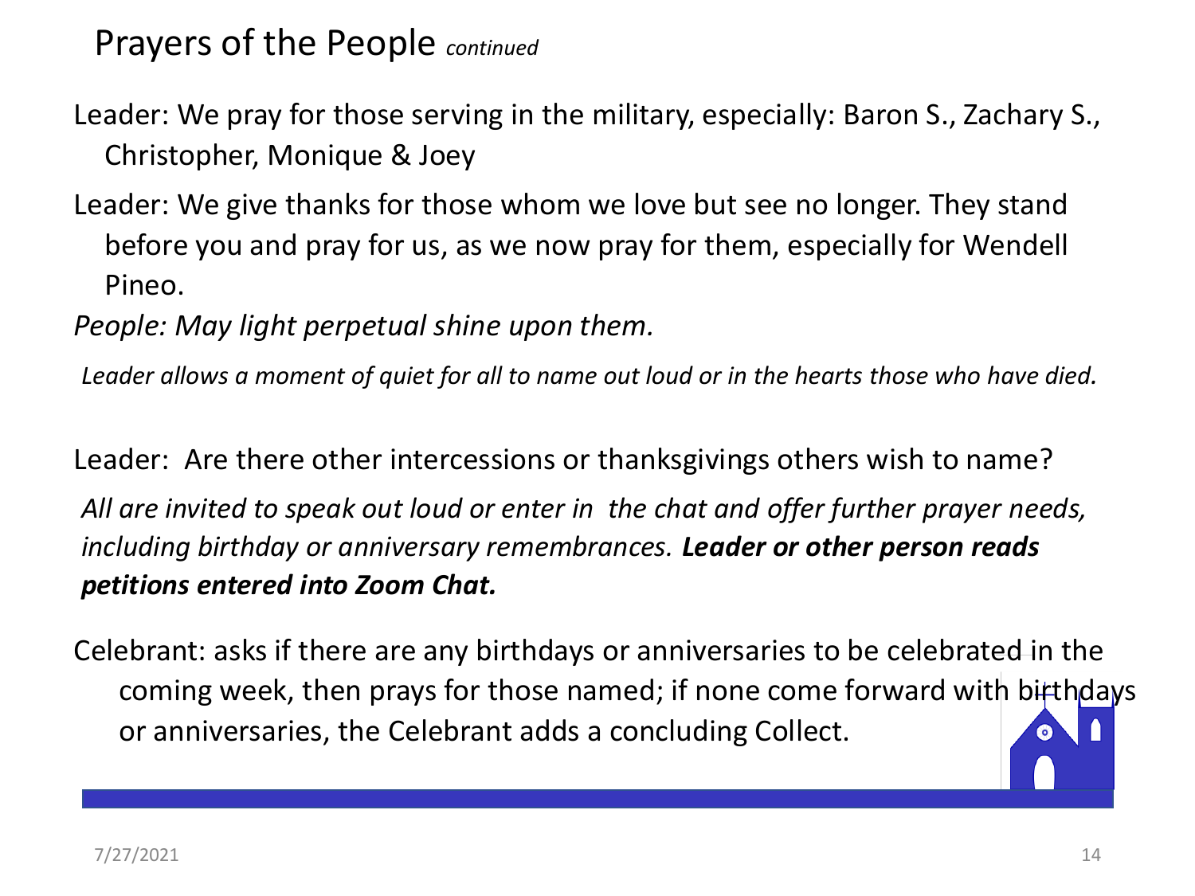## Prayers of the People *continued*

Leader: We pray for those serving in the military, especially: Baron S., Zachary S., Christopher, Monique & Joey

Leader: We give thanks for those whom we love but see no longer. They stand before you and pray for us, as we now pray for them, especially for Wendell Pineo.

*People: May light perpetual shine upon them.*

*Leader allows a moment of quiet for all to name out loud or in the hearts those who have died.*

Leader: Are there other intercessions or thanksgivings others wish to name?

*All are invited to speak out loud or enter in the chat and offer further prayer needs, including birthday or anniversary remembrances.* ***Leader or other person reads petitions entered into Zoom Chat.***

Celebrant: asks if there are any birthdays or anniversaries to be celebrated in the coming week, then prays for those named; if none come forward with birthdays or anniversaries, the Celebrant adds a concluding Collect.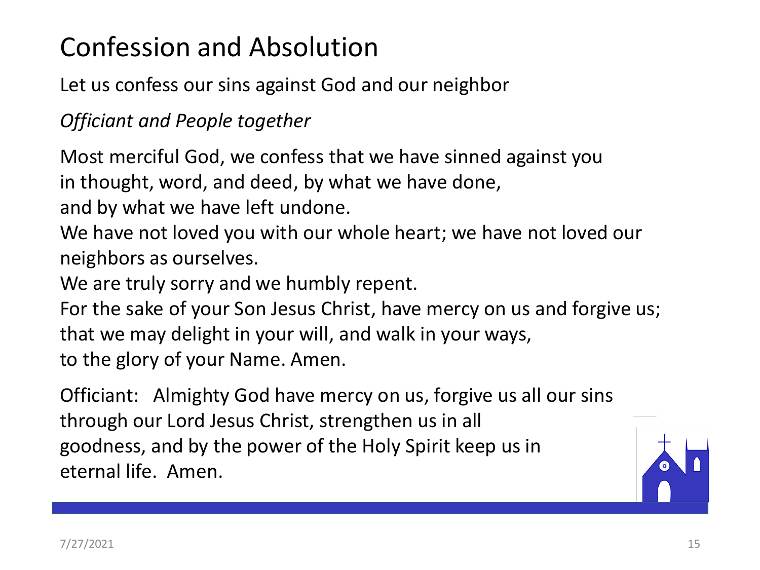# Confession and Absolution

Let us confess our sins against God and our neighbor

*Officiant and People together*

Most merciful God, we confess that we have sinned against you
in thought, word, and deed, by what we have done,
and by what we have left undone.
We have not loved you with our whole heart; we have not loved our neighbors as ourselves.
We are truly sorry and we humbly repent.
For the sake of your Son Jesus Christ, have mercy on us and forgive us;
that we may delight in your will, and walk in your ways,
to the glory of your Name. Amen.

Officiant: Almighty God have mercy on us, forgive us all our sins through our Lord Jesus Christ, strengthen us in all goodness, and by the power of the Holy Spirit keep us in eternal life. Amen.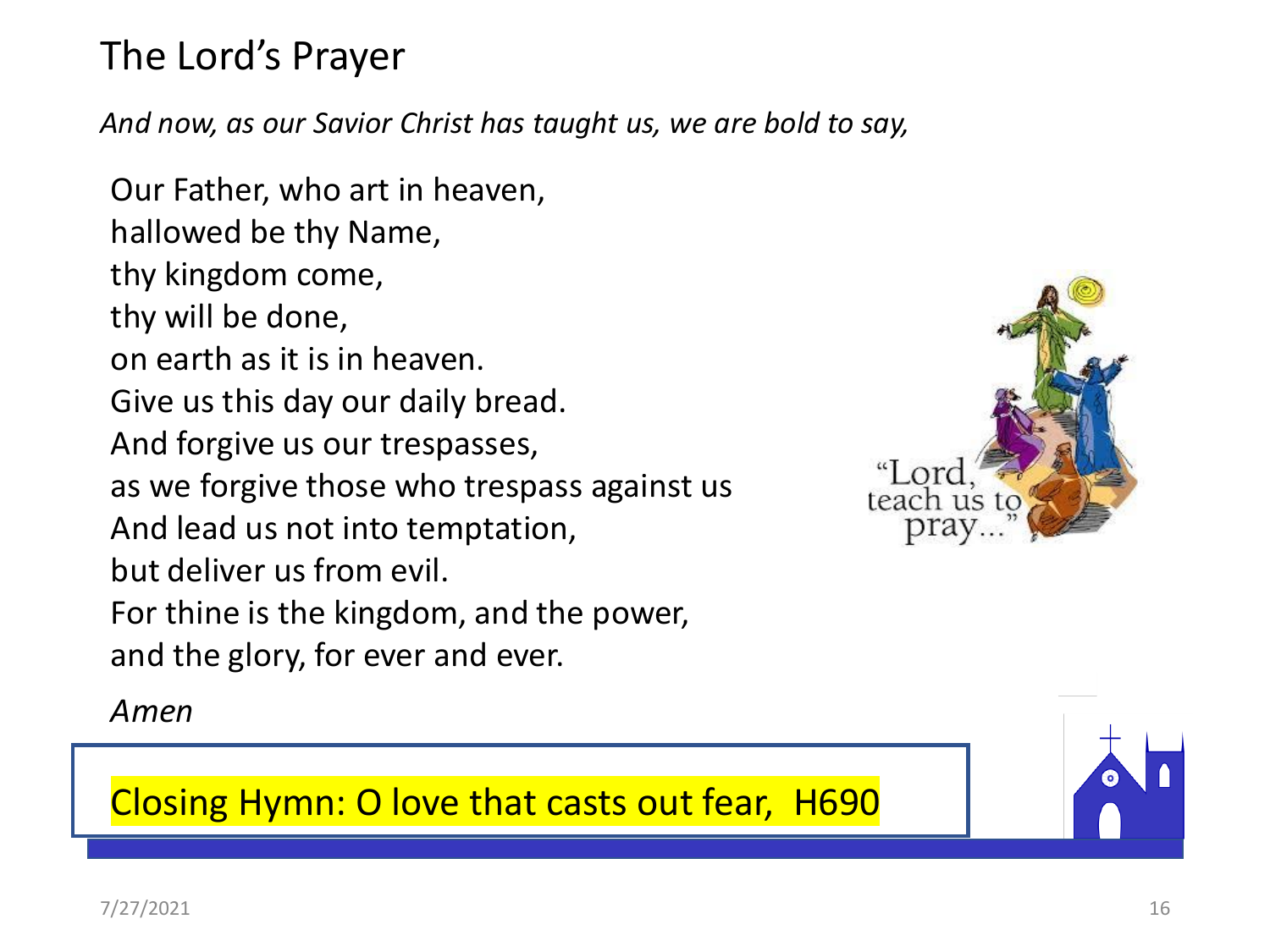# The Lord's Prayer

*And now, as our Savior Christ has taught us, we are bold to say,*

Our Father, who art in heaven,
hallowed be thy Name,
thy kingdom come,
thy will be done,
on earth as it is in heaven.
Give us this day our daily bread.
And forgive us our trespasses,
as we forgive those who trespass against us
And lead us not into temptation,
but deliver us from evil.
For thine is the kingdom, and the power,
and the glory, for ever and ever.

*Amen*

Closing Hymn: O love that casts out fear, H690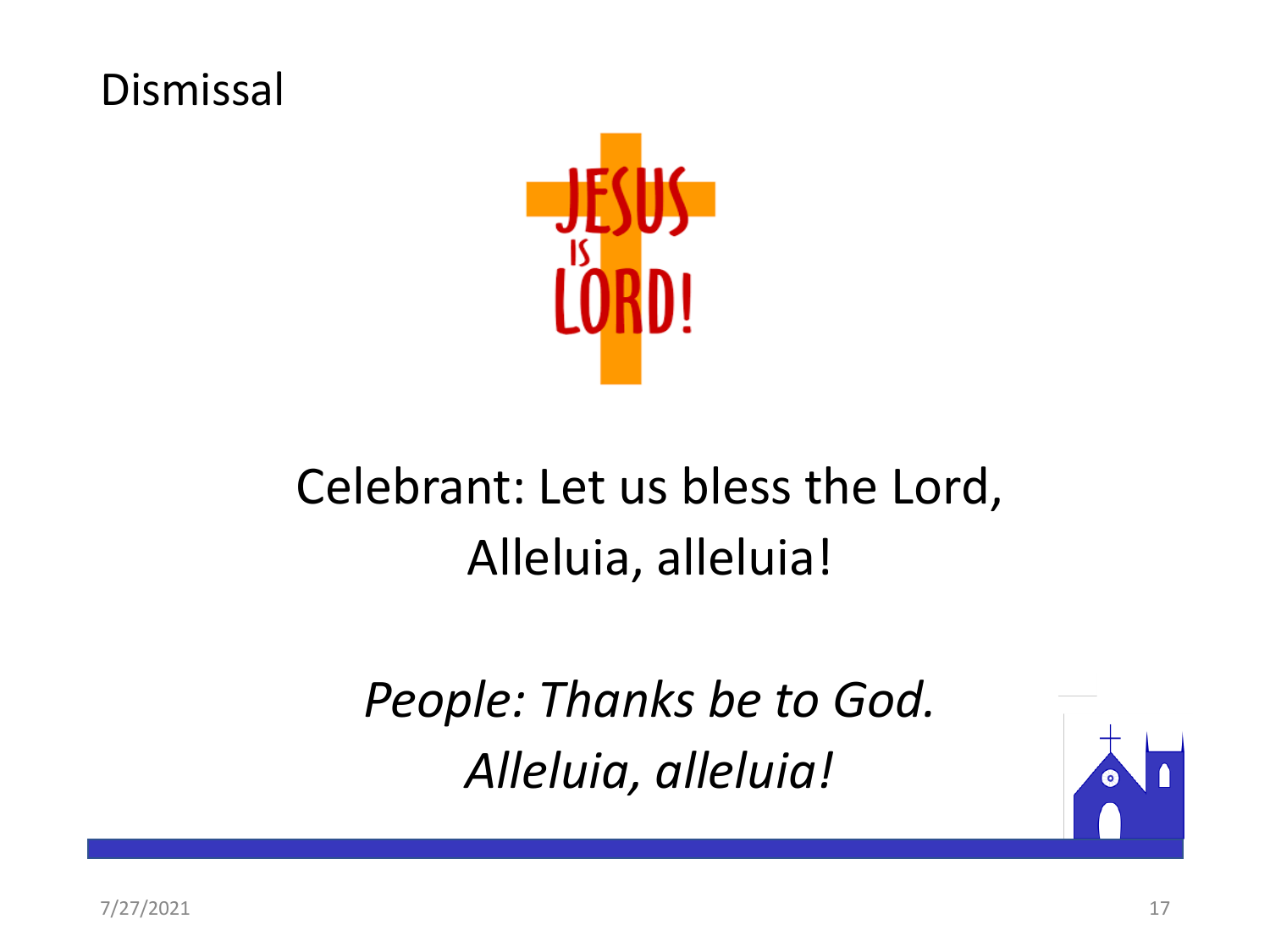# Dismissal

Celebrant: Let us bless the Lord,
Alleluia, alleluia!

*People: Thanks be to God.*
*Alleluia, alleluia!*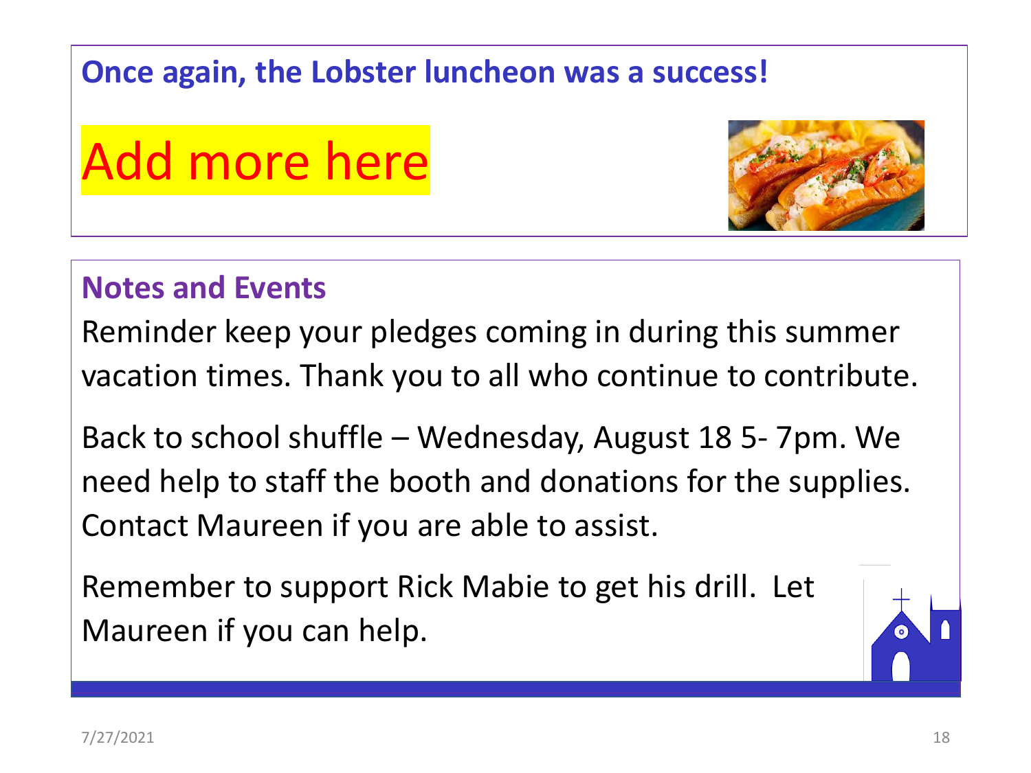**Once again, the Lobster luncheon was a success!**

Add more here

## Notes and Events

Reminder keep your pledges coming in during this summer vacation times. Thank you to all who continue to contribute.

Back to school shuffle – Wednesday, August 18 5- 7pm. We need help to staff the booth and donations for the supplies. Contact Maureen if you are able to assist.

Remember to support Rick Mabie to get his drill. Let Maureen if you can help.